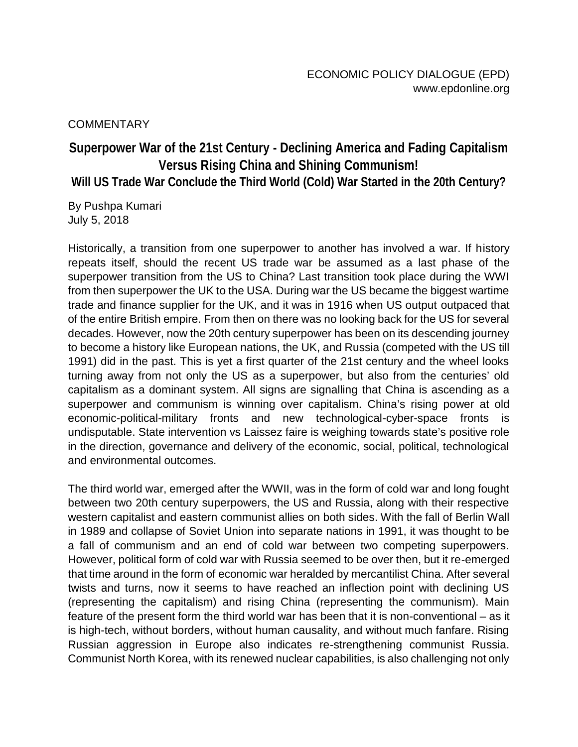ECONOMIC POLICY DIALOGUE (EPD)
www.epdonline.org

COMMENTARY

# Superpower War of the 21st Century - Declining America and Fading Capitalism Versus Rising China and Shining Communism!

## Will US Trade War Conclude the Third World (Cold) War Started in the 20th Century?

By Pushpa Kumari
July 5, 2018

Historically, a transition from one superpower to another has involved a war. If history repeats itself, should the recent US trade war be assumed as a last phase of the superpower transition from the US to China? Last transition took place during the WWI from then superpower the UK to the USA. During war the US became the biggest wartime trade and finance supplier for the UK, and it was in 1916 when US output outpaced that of the entire British empire. From then on there was no looking back for the US for several decades. However, now the 20th century superpower has been on its descending journey to become a history like European nations, the UK, and Russia (competed with the US till 1991) did in the past. This is yet a first quarter of the 21st century and the wheel looks turning away from not only the US as a superpower, but also from the centuries' old capitalism as a dominant system. All signs are signalling that China is ascending as a superpower and communism is winning over capitalism. China's rising power at old economic-political-military fronts and new technological-cyber-space fronts is undisputable. State intervention vs Laissez faire is weighing towards state's positive role in the direction, governance and delivery of the economic, social, political, technological and environmental outcomes.

The third world war, emerged after the WWII, was in the form of cold war and long fought between two 20th century superpowers, the US and Russia, along with their respective western capitalist and eastern communist allies on both sides. With the fall of Berlin Wall in 1989 and collapse of Soviet Union into separate nations in 1991, it was thought to be a fall of communism and an end of cold war between two competing superpowers. However, political form of cold war with Russia seemed to be over then, but it re-emerged that time around in the form of economic war heralded by mercantilist China. After several twists and turns, now it seems to have reached an inflection point with declining US (representing the capitalism) and rising China (representing the communism). Main feature of the present form the third world war has been that it is non-conventional – as it is high-tech, without borders, without human causality, and without much fanfare. Rising Russian aggression in Europe also indicates re-strengthening communist Russia. Communist North Korea, with its renewed nuclear capabilities, is also challenging not only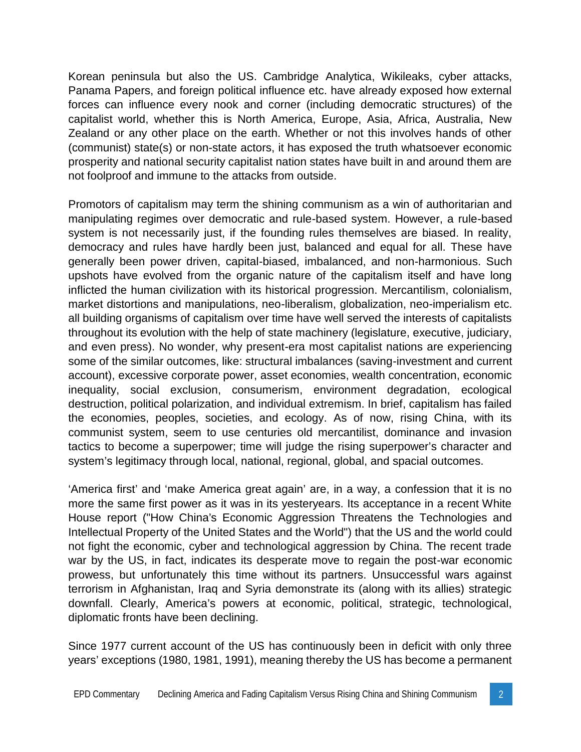Korean peninsula but also the US. Cambridge Analytica, Wikileaks, cyber attacks, Panama Papers, and foreign political influence etc. have already exposed how external forces can influence every nook and corner (including democratic structures) of the capitalist world, whether this is North America, Europe, Asia, Africa, Australia, New Zealand or any other place on the earth. Whether or not this involves hands of other (communist) state(s) or non-state actors, it has exposed the truth whatsoever economic prosperity and national security capitalist nation states have built in and around them are not foolproof and immune to the attacks from outside.

Promotors of capitalism may term the shining communism as a win of authoritarian and manipulating regimes over democratic and rule-based system. However, a rule-based system is not necessarily just, if the founding rules themselves are biased. In reality, democracy and rules have hardly been just, balanced and equal for all. These have generally been power driven, capital-biased, imbalanced, and non-harmonious. Such upshots have evolved from the organic nature of the capitalism itself and have long inflicted the human civilization with its historical progression. Mercantilism, colonialism, market distortions and manipulations, neo-liberalism, globalization, neo-imperialism etc. all building organisms of capitalism over time have well served the interests of capitalists throughout its evolution with the help of state machinery (legislature, executive, judiciary, and even press). No wonder, why present-era most capitalist nations are experiencing some of the similar outcomes, like: structural imbalances (saving-investment and current account), excessive corporate power, asset economies, wealth concentration, economic inequality, social exclusion, consumerism, environment degradation, ecological destruction, political polarization, and individual extremism. In brief, capitalism has failed the economies, peoples, societies, and ecology. As of now, rising China, with its communist system, seem to use centuries old mercantilist, dominance and invasion tactics to become a superpower; time will judge the rising superpower's character and system's legitimacy through local, national, regional, global, and spacial outcomes.

'America first' and 'make America great again' are, in a way, a confession that it is no more the same first power as it was in its yesteryears. Its acceptance in a recent White House report ("How China's Economic Aggression Threatens the Technologies and Intellectual Property of the United States and the World") that the US and the world could not fight the economic, cyber and technological aggression by China. The recent trade war by the US, in fact, indicates its desperate move to regain the post-war economic prowess, but unfortunately this time without its partners. Unsuccessful wars against terrorism in Afghanistan, Iraq and Syria demonstrate its (along with its allies) strategic downfall. Clearly, America's powers at economic, political, strategic, technological, diplomatic fronts have been declining.

Since 1977 current account of the US has continuously been in deficit with only three years' exceptions (1980, 1981, 1991), meaning thereby the US has become a permanent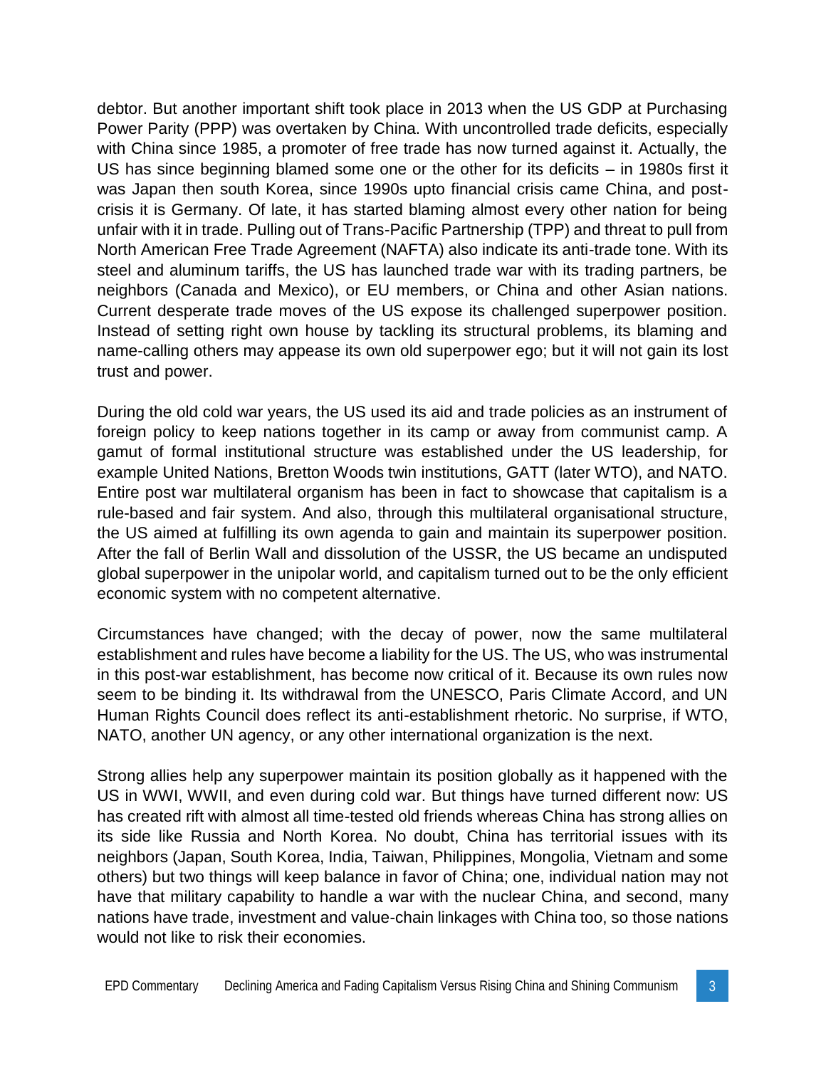debtor. But another important shift took place in 2013 when the US GDP at Purchasing Power Parity (PPP) was overtaken by China. With uncontrolled trade deficits, especially with China since 1985, a promoter of free trade has now turned against it. Actually, the US has since beginning blamed some one or the other for its deficits – in 1980s first it was Japan then south Korea, since 1990s upto financial crisis came China, and post-crisis it is Germany. Of late, it has started blaming almost every other nation for being unfair with it in trade. Pulling out of Trans-Pacific Partnership (TPP) and threat to pull from North American Free Trade Agreement (NAFTA) also indicate its anti-trade tone. With its steel and aluminum tariffs, the US has launched trade war with its trading partners, be neighbors (Canada and Mexico), or EU members, or China and other Asian nations. Current desperate trade moves of the US expose its challenged superpower position. Instead of setting right own house by tackling its structural problems, its blaming and name-calling others may appease its own old superpower ego; but it will not gain its lost trust and power.

During the old cold war years, the US used its aid and trade policies as an instrument of foreign policy to keep nations together in its camp or away from communist camp. A gamut of formal institutional structure was established under the US leadership, for example United Nations, Bretton Woods twin institutions, GATT (later WTO), and NATO. Entire post war multilateral organism has been in fact to showcase that capitalism is a rule-based and fair system. And also, through this multilateral organisational structure, the US aimed at fulfilling its own agenda to gain and maintain its superpower position. After the fall of Berlin Wall and dissolution of the USSR, the US became an undisputed global superpower in the unipolar world, and capitalism turned out to be the only efficient economic system with no competent alternative.

Circumstances have changed; with the decay of power, now the same multilateral establishment and rules have become a liability for the US. The US, who was instrumental in this post-war establishment, has become now critical of it. Because its own rules now seem to be binding it. Its withdrawal from the UNESCO, Paris Climate Accord, and UN Human Rights Council does reflect its anti-establishment rhetoric. No surprise, if WTO, NATO, another UN agency, or any other international organization is the next.

Strong allies help any superpower maintain its position globally as it happened with the US in WWI, WWII, and even during cold war. But things have turned different now: US has created rift with almost all time-tested old friends whereas China has strong allies on its side like Russia and North Korea. No doubt, China has territorial issues with its neighbors (Japan, South Korea, India, Taiwan, Philippines, Mongolia, Vietnam and some others) but two things will keep balance in favor of China; one, individual nation may not have that military capability to handle a war with the nuclear China, and second, many nations have trade, investment and value-chain linkages with China too, so those nations would not like to risk their economies.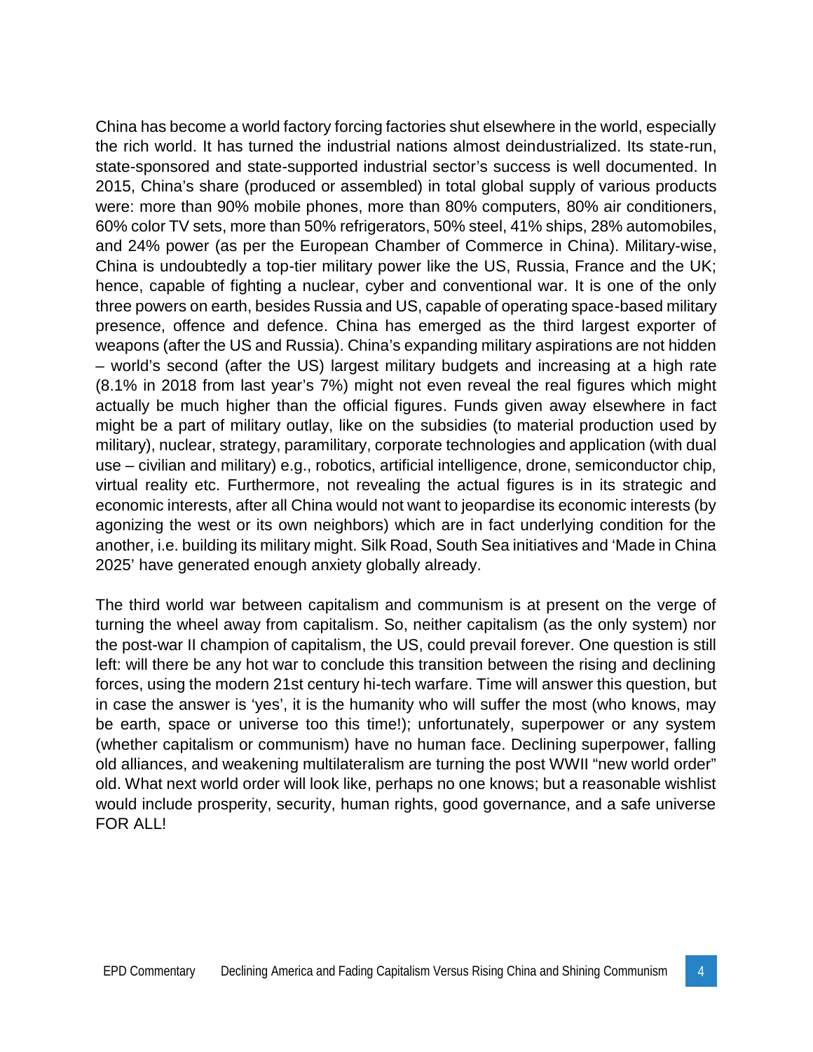China has become a world factory forcing factories shut elsewhere in the world, especially the rich world. It has turned the industrial nations almost deindustrialized. Its state-run, state-sponsored and state-supported industrial sector's success is well documented. In 2015, China's share (produced or assembled) in total global supply of various products were: more than 90% mobile phones, more than 80% computers, 80% air conditioners, 60% color TV sets, more than 50% refrigerators, 50% steel, 41% ships, 28% automobiles, and 24% power (as per the European Chamber of Commerce in China). Military-wise, China is undoubtedly a top-tier military power like the US, Russia, France and the UK; hence, capable of fighting a nuclear, cyber and conventional war. It is one of the only three powers on earth, besides Russia and US, capable of operating space-based military presence, offence and defence. China has emerged as the third largest exporter of weapons (after the US and Russia). China's expanding military aspirations are not hidden – world's second (after the US) largest military budgets and increasing at a high rate (8.1% in 2018 from last year's 7%) might not even reveal the real figures which might actually be much higher than the official figures. Funds given away elsewhere in fact might be a part of military outlay, like on the subsidies (to material production used by military), nuclear, strategy, paramilitary, corporate technologies and application (with dual use – civilian and military) e.g., robotics, artificial intelligence, drone, semiconductor chip, virtual reality etc. Furthermore, not revealing the actual figures is in its strategic and economic interests, after all China would not want to jeopardise its economic interests (by agonizing the west or its own neighbors) which are in fact underlying condition for the another, i.e. building its military might. Silk Road, South Sea initiatives and 'Made in China 2025' have generated enough anxiety globally already.

The third world war between capitalism and communism is at present on the verge of turning the wheel away from capitalism. So, neither capitalism (as the only system) nor the post-war II champion of capitalism, the US, could prevail forever. One question is still left: will there be any hot war to conclude this transition between the rising and declining forces, using the modern 21st century hi-tech warfare. Time will answer this question, but in case the answer is 'yes', it is the humanity who will suffer the most (who knows, may be earth, space or universe too this time!); unfortunately, superpower or any system (whether capitalism or communism) have no human face. Declining superpower, falling old alliances, and weakening multilateralism are turning the post WWII "new world order" old. What next world order will look like, perhaps no one knows; but a reasonable wishlist would include prosperity, security, human rights, good governance, and a safe universe FOR ALL!